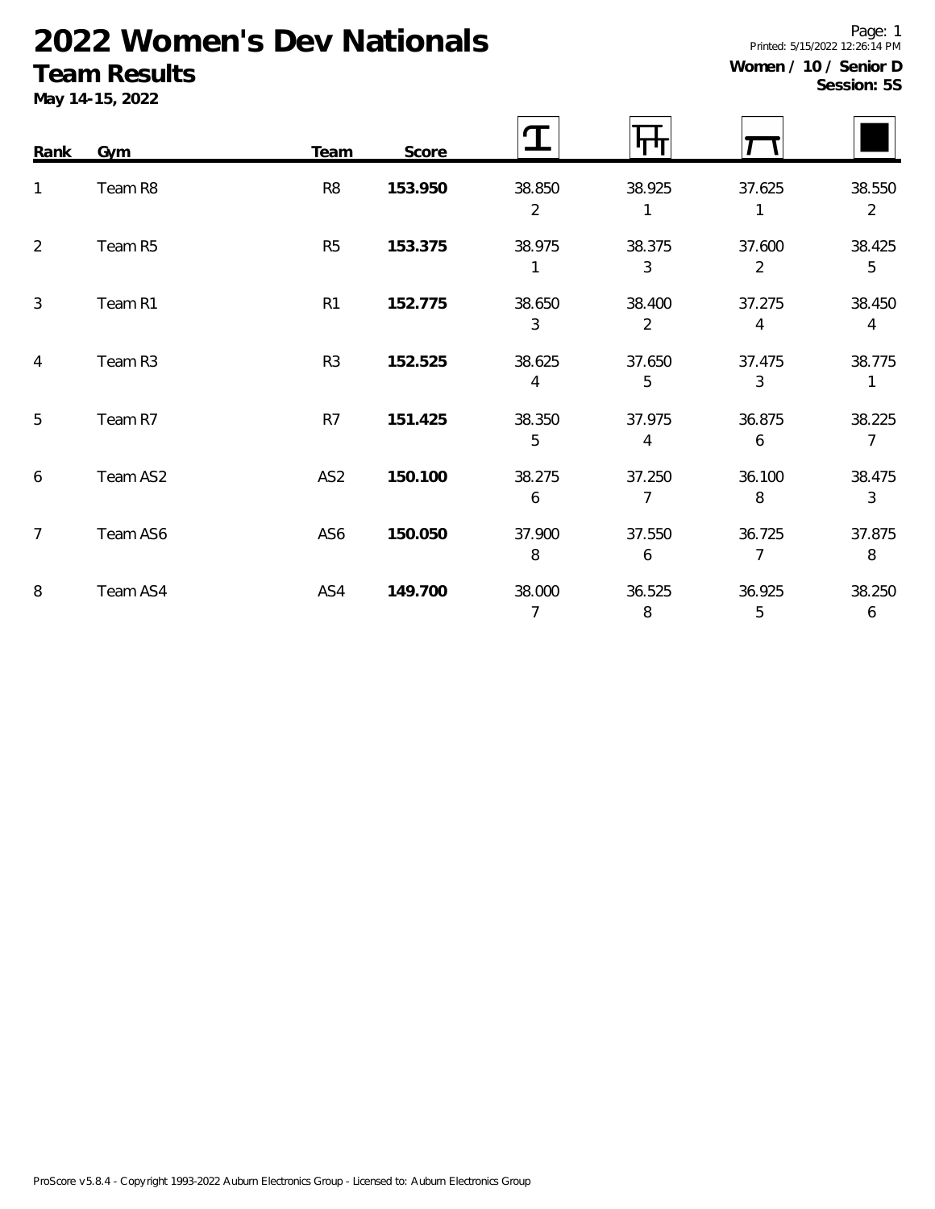# 2022 Women's Dev Nationals

## Team Results

**May 14-15, 2022**

Printed: 5/15/2022 12:26:14 PM

**Women / 10 / Senior D**

**Session: 5S**

| Rank | Gym | Team | Score | Vault | Bars | Beam | Floor |
|---|---|---|---|---|---|---|---|
| 1 | Team R8 | R8 | **153.950** | 38.850<br>2 | 38.925<br>1 | 37.625<br>1 | 38.550<br>2 |
| 2 | Team R5 | R5 | **153.375** | 38.975<br>1 | 38.375<br>3 | 37.600<br>2 | 38.425<br>5 |
| 3 | Team R1 | R1 | **152.775** | 38.650<br>3 | 38.400<br>2 | 37.275<br>4 | 38.450<br>4 |
| 4 | Team R3 | R3 | **152.525** | 38.625<br>4 | 37.650<br>5 | 37.475<br>3 | 38.775<br>1 |
| 5 | Team R7 | R7 | **151.425** | 38.350<br>5 | 37.975<br>4 | 36.875<br>6 | 38.225<br>7 |
| 6 | Team AS2 | AS2 | **150.100** | 38.275<br>6 | 37.250<br>7 | 36.100<br>8 | 38.475<br>3 |
| 7 | Team AS6 | AS6 | **150.050** | 37.900<br>8 | 37.550<br>6 | 36.725<br>7 | 37.875<br>8 |
| 8 | Team AS4 | AS4 | **149.700** | 38.000<br>7 | 36.525<br>8 | 36.925<br>5 | 38.250<br>6 |

ProScore v5.8.4 - Copyright 1993-2022 Auburn Electronics Group - Licensed to: Auburn Electronics Group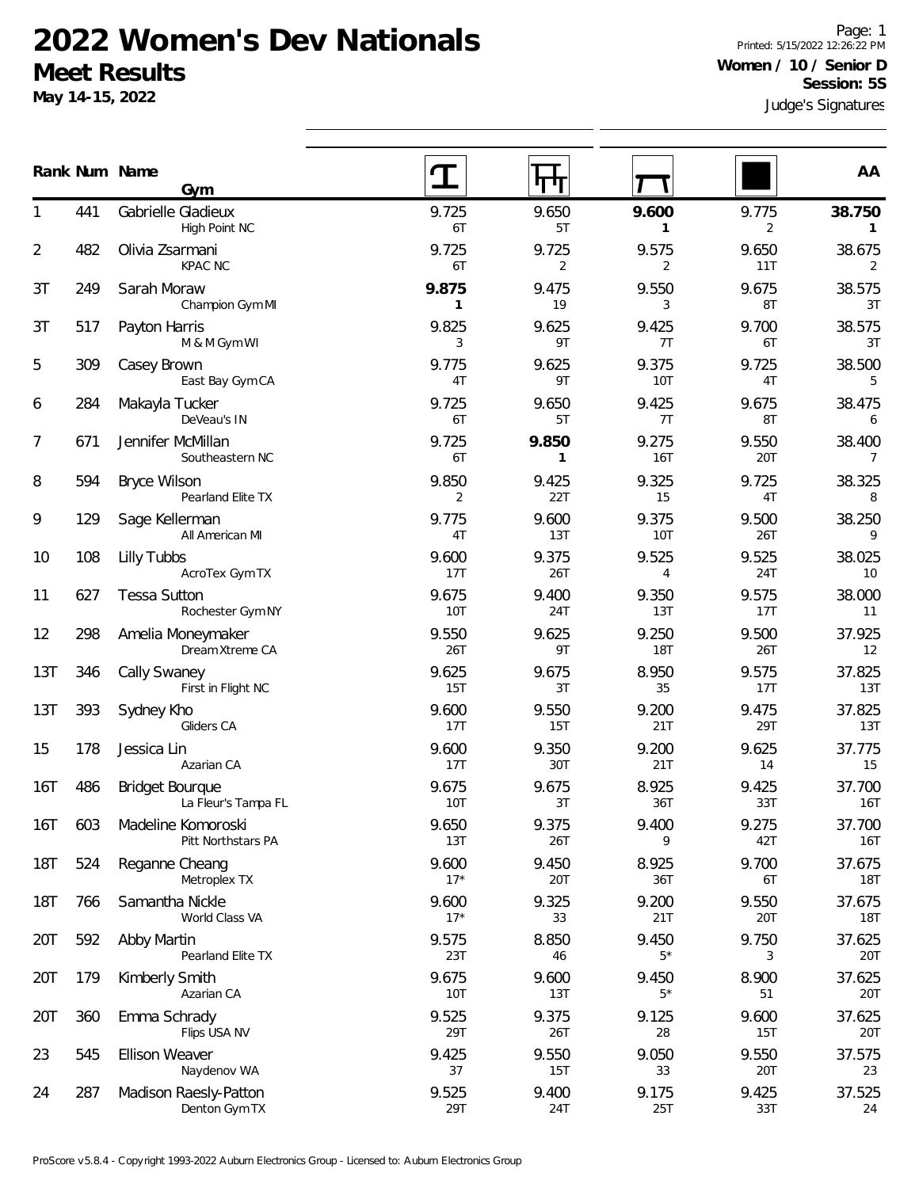# 2022 Women's Dev Nationals

## Meet Results

**May 14-15, 2022**

Printed: 5/15/2022 12:26:22 PM

**Women / 10 / Senior D**

**Session: 5S**

Judge's Signatures

| Rank | Num | Name / Gym | Vault | Bars | Beam | Floor | AA |
|---|---|---|---|---|---|---|---|
| 1 | 441 | Gabrielle Gladieux<br>High Point NC | 9.725<br>6T | 9.650<br>5T | **9.600**<br>**1** | 9.775<br>2 | **38.750**<br>**1** |
| 2 | 482 | Olivia Zsarmani<br>KPAC NC | 9.725<br>6T | 9.725<br>2 | 9.575<br>2 | 9.650<br>11T | 38.675<br>2 |
| 3T | 249 | Sarah Moraw<br>Champion Gym MI | **9.875**<br>**1** | 9.475<br>19 | 9.550<br>3 | 9.675<br>8T | 38.575<br>3T |
| 3T | 517 | Payton Harris<br>M & M Gym WI | 9.825<br>3 | 9.625<br>9T | 9.425<br>7T | 9.700<br>6T | 38.575<br>3T |
| 5 | 309 | Casey Brown<br>East Bay Gym CA | 9.775<br>4T | 9.625<br>9T | 9.375<br>10T | 9.725<br>4T | 38.500<br>5 |
| 6 | 284 | Makayla Tucker<br>DeVeau's IN | 9.725<br>6T | 9.650<br>5T | 9.425<br>7T | 9.675<br>8T | 38.475<br>6 |
| 7 | 671 | Jennifer McMillan<br>Southeastern NC | 9.725<br>6T | **9.850**<br>**1** | 9.275<br>16T | 9.550<br>20T | 38.400<br>7 |
| 8 | 594 | Bryce Wilson<br>Pearland Elite TX | 9.850<br>2 | 9.425<br>22T | 9.325<br>15 | 9.725<br>4T | 38.325<br>8 |
| 9 | 129 | Sage Kellerman<br>All American MI | 9.775<br>4T | 9.600<br>13T | 9.375<br>10T | 9.500<br>26T | 38.250<br>9 |
| 10 | 108 | Lilly Tubbs<br>AcroTex Gym TX | 9.600<br>17T | 9.375<br>26T | 9.525<br>4 | 9.525<br>24T | 38.025<br>10 |
| 11 | 627 | Tessa Sutton<br>Rochester Gym NY | 9.675<br>10T | 9.400<br>24T | 9.350<br>13T | 9.575<br>17T | 38.000<br>11 |
| 12 | 298 | Amelia Moneymaker<br>Dream Xtreme CA | 9.550<br>26T | 9.625<br>9T | 9.250<br>18T | 9.500<br>26T | 37.925<br>12 |
| 13T | 346 | Cally Swaney<br>First in Flight NC | 9.625<br>15T | 9.675<br>3T | 8.950<br>35 | 9.575<br>17T | 37.825<br>13T |
| 13T | 393 | Sydney Kho<br>Gliders CA | 9.600<br>17T | 9.550<br>15T | 9.200<br>21T | 9.475<br>29T | 37.825<br>13T |
| 15 | 178 | Jessica Lin<br>Azarian CA | 9.600<br>17T | 9.350<br>30T | 9.200<br>21T | 9.625<br>14 | 37.775<br>15 |
| 16T | 486 | Bridget Bourque<br>La Fleur's Tampa FL | 9.675<br>10T | 9.675<br>3T | 8.925<br>36T | 9.425<br>33T | 37.700<br>16T |
| 16T | 603 | Madeline Komoroski<br>Pitt Northstars PA | 9.650<br>13T | 9.375<br>26T | 9.400<br>9 | 9.275<br>42T | 37.700<br>16T |
| 18T | 524 | Reganne Cheang<br>Metroplex TX | 9.600<br>17* | 9.450<br>20T | 8.925<br>36T | 9.700<br>6T | 37.675<br>18T |
| 18T | 766 | Samantha Nickle<br>World Class VA | 9.600<br>17* | 9.325<br>33 | 9.200<br>21T | 9.550<br>20T | 37.675<br>18T |
| 20T | 592 | Abby Martin<br>Pearland Elite TX | 9.575<br>23T | 8.850<br>46 | 9.450<br>5* | 9.750<br>3 | 37.625<br>20T |
| 20T | 179 | Kimberly Smith<br>Azarian CA | 9.675<br>10T | 9.600<br>13T | 9.450<br>5* | 8.900<br>51 | 37.625<br>20T |
| 20T | 360 | Emma Schrady<br>Flips USA NV | 9.525<br>29T | 9.375<br>26T | 9.125<br>28 | 9.600<br>15T | 37.625<br>20T |
| 23 | 545 | Ellison Weaver<br>Naydenov WA | 9.425<br>37 | 9.550<br>15T | 9.050<br>33 | 9.550<br>20T | 37.575<br>23 |
| 24 | 287 | Madison Raesly-Patton<br>Denton Gym TX | 9.525<br>29T | 9.400<br>24T | 9.175<br>25T | 9.425<br>33T | 37.525<br>24 |

ProScore v5.8.4 - Copyright 1993-2022 Auburn Electronics Group - Licensed to: Auburn Electronics Group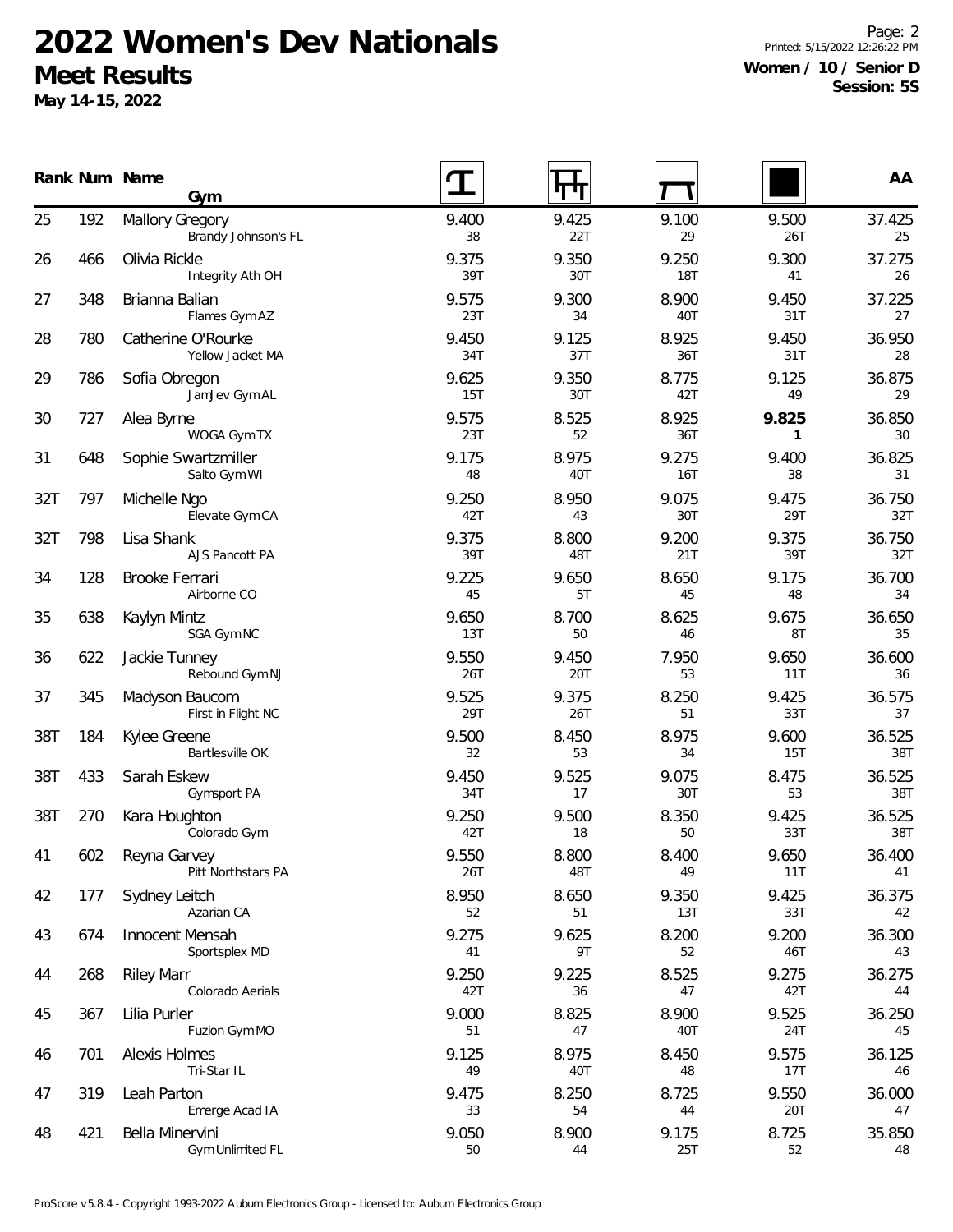# 2022 Women's Dev Nationals

## Meet Results

**May 14-15, 2022**

Page: 2
Printed: 5/15/2022 12:26:22 PM

**Women / 10 / Senior D**
**Session: 5S**

| Rank | Num | Name / Gym | Vault | Bars | Beam | Floor | AA |
|---|---|---|---|---|---|---|---|
| 25 | 192 | Mallory Gregory<br>Brandy Johnson's FL | 9.400<br>38 | 9.425<br>22T | 9.100<br>29 | 9.500<br>26T | 37.425<br>25 |
| 26 | 466 | Olivia Rickle<br>Integrity Ath OH | 9.375<br>39T | 9.350<br>30T | 9.250<br>18T | 9.300<br>41 | 37.275<br>26 |
| 27 | 348 | Brianna Balian<br>Flames Gym AZ | 9.575<br>23T | 9.300<br>34 | 8.900<br>40T | 9.450<br>31T | 37.225<br>27 |
| 28 | 780 | Catherine O'Rourke<br>Yellow Jacket MA | 9.450<br>34T | 9.125<br>37T | 8.925<br>36T | 9.450<br>31T | 36.950<br>28 |
| 29 | 786 | Sofia Obregon<br>JamJev Gym AL | 9.625<br>15T | 9.350<br>30T | 8.775<br>42T | 9.125<br>49 | 36.875<br>29 |
| 30 | 727 | Alea Byrne<br>WOGA Gym TX | 9.575<br>23T | 8.525<br>52 | 8.925<br>36T | **9.825**<br>**1** | 36.850<br>30 |
| 31 | 648 | Sophie Swartzmiller<br>Salto Gym WI | 9.175<br>48 | 8.975<br>40T | 9.275<br>16T | 9.400<br>38 | 36.825<br>31 |
| 32T | 797 | Michelle Ngo<br>Elevate Gym CA | 9.250<br>42T | 8.950<br>43 | 9.075<br>30T | 9.475<br>29T | 36.750<br>32T |
| 32T | 798 | Lisa Shank<br>AJS Pancott PA | 9.375<br>39T | 8.800<br>48T | 9.200<br>21T | 9.375<br>39T | 36.750<br>32T |
| 34 | 128 | Brooke Ferrari<br>Airborne CO | 9.225<br>45 | 9.650<br>5T | 8.650<br>45 | 9.175<br>48 | 36.700<br>34 |
| 35 | 638 | Kaylyn Mintz<br>SGA Gym NC | 9.650<br>13T | 8.700<br>50 | 8.625<br>46 | 9.675<br>8T | 36.650<br>35 |
| 36 | 622 | Jackie Tunney<br>Rebound Gym NJ | 9.550<br>26T | 9.450<br>20T | 7.950<br>53 | 9.650<br>11T | 36.600<br>36 |
| 37 | 345 | Madyson Baucom<br>First in Flight NC | 9.525<br>29T | 9.375<br>26T | 8.250<br>51 | 9.425<br>33T | 36.575<br>37 |
| 38T | 184 | Kylee Greene<br>Bartlesville OK | 9.500<br>32 | 8.450<br>53 | 8.975<br>34 | 9.600<br>15T | 36.525<br>38T |
| 38T | 433 | Sarah Eskew<br>Gymsport PA | 9.450<br>34T | 9.525<br>17 | 9.075<br>30T | 8.475<br>53 | 36.525<br>38T |
| 38T | 270 | Kara Houghton<br>Colorado Gym | 9.250<br>42T | 9.500<br>18 | 8.350<br>50 | 9.425<br>33T | 36.525<br>38T |
| 41 | 602 | Reyna Garvey<br>Pitt Northstars PA | 9.550<br>26T | 8.800<br>48T | 8.400<br>49 | 9.650<br>11T | 36.400<br>41 |
| 42 | 177 | Sydney Leitch<br>Azarian CA | 8.950<br>52 | 8.650<br>51 | 9.350<br>13T | 9.425<br>33T | 36.375<br>42 |
| 43 | 674 | Innocent Mensah<br>Sportsplex MD | 9.275<br>41 | 9.625<br>9T | 8.200<br>52 | 9.200<br>46T | 36.300<br>43 |
| 44 | 268 | Riley Marr<br>Colorado Aerials | 9.250<br>42T | 9.225<br>36 | 8.525<br>47 | 9.275<br>42T | 36.275<br>44 |
| 45 | 367 | Lilia Purler<br>Fuzion Gym MO | 9.000<br>51 | 8.825<br>47 | 8.900<br>40T | 9.525<br>24T | 36.250<br>45 |
| 46 | 701 | Alexis Holmes<br>Tri-Star IL | 9.125<br>49 | 8.975<br>40T | 8.450<br>48 | 9.575<br>17T | 36.125<br>46 |
| 47 | 319 | Leah Parton<br>Emerge Acad IA | 9.475<br>33 | 8.250<br>54 | 8.725<br>44 | 9.550<br>20T | 36.000<br>47 |
| 48 | 421 | Bella Minervini<br>Gym Unlimited FL | 9.050<br>50 | 8.900<br>44 | 9.175<br>25T | 8.725<br>52 | 35.850<br>48 |

ProScore v5.8.4 - Copyright 1993-2022 Auburn Electronics Group - Licensed to: Auburn Electronics Group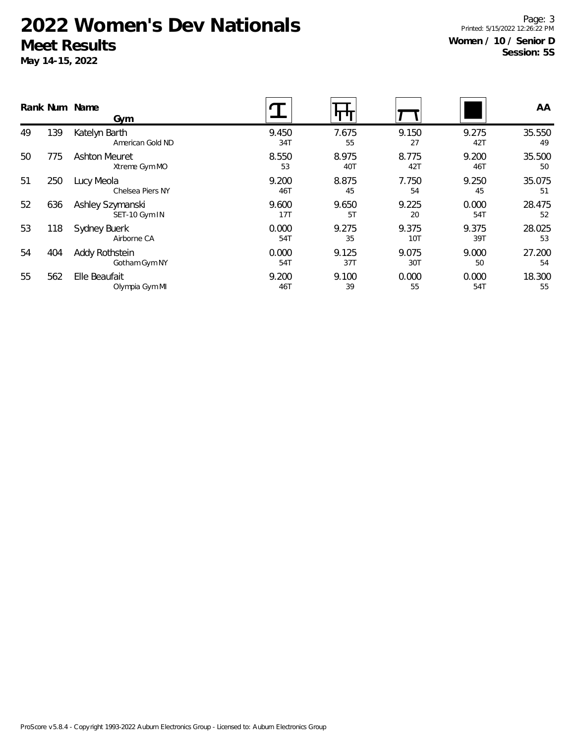# 2022 Women's Dev Nationals

## Meet Results

**May 14-15, 2022**

**Women / 10 / Senior D**
**Session: 5S**

| Rank | Num | Name / Gym | Vault | Bars | Beam | Floor | AA |
|---|---|---|---|---|---|---|---|
| 49 | 139 | Katelyn Barth<br>American Gold ND | 9.450<br>34T | 7.675<br>55 | 9.150<br>27 | 9.275<br>42T | 35.550<br>49 |
| 50 | 775 | Ashton Meuret<br>Xtreme Gym MO | 8.550<br>53 | 8.975<br>40T | 8.775<br>42T | 9.200<br>46T | 35.500<br>50 |
| 51 | 250 | Lucy Meola<br>Chelsea Piers NY | 9.200<br>46T | 8.875<br>45 | 7.750<br>54 | 9.250<br>45 | 35.075<br>51 |
| 52 | 636 | Ashley Szymanski<br>SET-10 Gym IN | 9.600<br>17T | 9.650<br>5T | 9.225<br>20 | 0.000<br>54T | 28.475<br>52 |
| 53 | 118 | Sydney Buerk<br>Airborne CA | 0.000<br>54T | 9.275<br>35 | 9.375<br>10T | 9.375<br>39T | 28.025<br>53 |
| 54 | 404 | Addy Rothstein<br>Gotham Gym NY | 0.000<br>54T | 9.125<br>37T | 9.075<br>30T | 9.000<br>50 | 27.200<br>54 |
| 55 | 562 | Elle Beaufait<br>Olympia Gym MI | 9.200<br>46T | 9.100<br>39 | 0.000<br>55 | 0.000<br>54T | 18.300<br>55 |